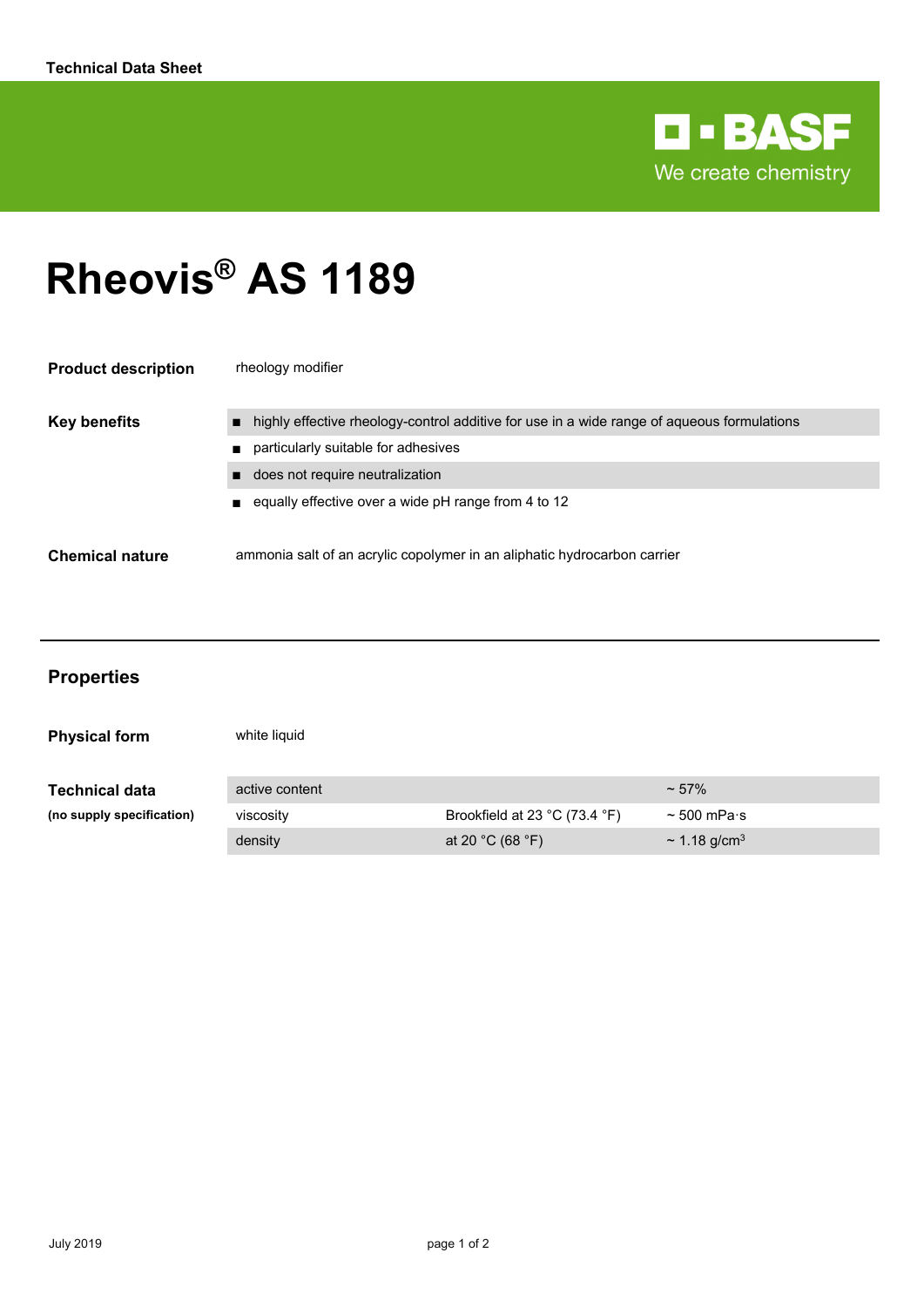Technical Data Sheet

BASF
We create chemistry

# Rheovis® AS 1189

**Product description**

rheology modifier

**Key benefits**

- highly effective rheology-control additive for use in a wide range of aqueous formulations
- particularly suitable for adhesives
- does not require neutralization
- equally effective over a wide pH range from 4 to 12

**Chemical nature**

ammonia salt of an acrylic copolymer in an aliphatic hydrocarbon carrier

## Properties

**Physical form**

white liquid

**Technical data**
**(no supply specification)**

| | | |
|---|---|---|
| active content | | ~ 57% |
| viscosity | Brookfield at 23 °C (73.4 °F) | ~ 500 mPa·s |
| density | at 20 °C (68 °F) | ~ 1.18 g/cm$^3$ |

July 2019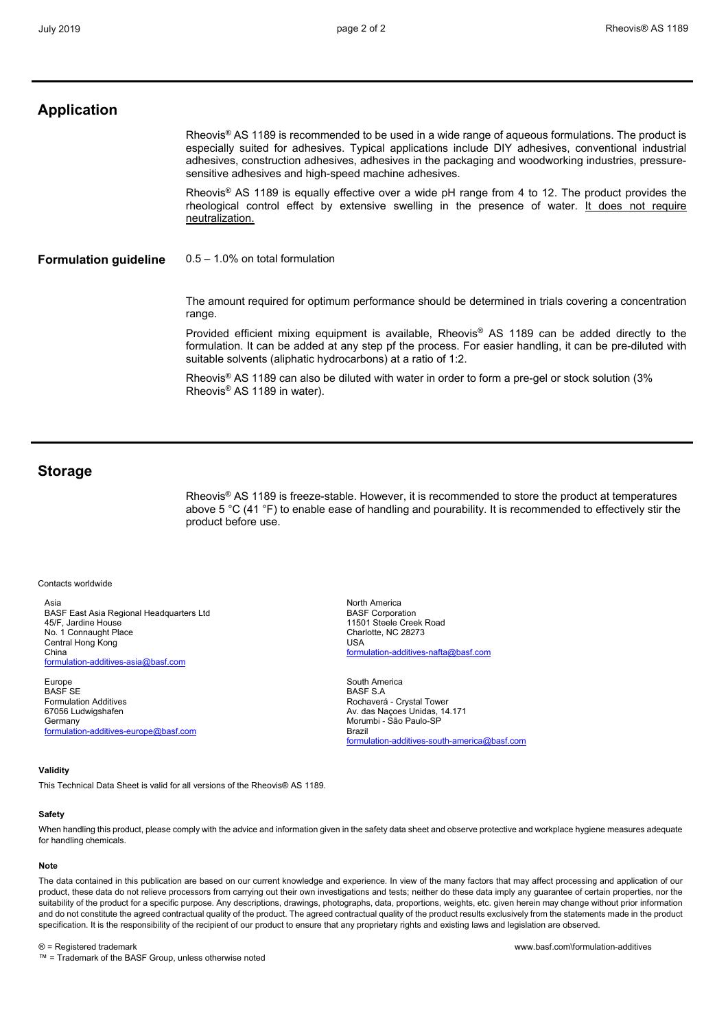## Application

Rheovis® AS 1189 is recommended to be used in a wide range of aqueous formulations. The product is especially suited for adhesives. Typical applications include DIY adhesives, conventional industrial adhesives, construction adhesives, adhesives in the packaging and woodworking industries, pressure-sensitive adhesives and high-speed machine adhesives.

Rheovis® AS 1189 is equally effective over a wide pH range from 4 to 12. The product provides the rheological control effect by extensive swelling in the presence of water. It does not require neutralization.

**Formulation guideline**

0.5 – 1.0% on total formulation

The amount required for optimum performance should be determined in trials covering a concentration range.

Provided efficient mixing equipment is available, Rheovis® AS 1189 can be added directly to the formulation. It can be added at any step pf the process. For easier handling, it can be pre-diluted with suitable solvents (aliphatic hydrocarbons) at a ratio of 1:2.

Rheovis® AS 1189 can also be diluted with water in order to form a pre-gel or stock solution (3% Rheovis® AS 1189 in water).

## Storage

Rheovis® AS 1189 is freeze-stable. However, it is recommended to store the product at temperatures above 5 °C (41 °F) to enable ease of handling and pourability. It is recommended to effectively stir the product before use.

Contacts worldwide

Asia
BASF East Asia Regional Headquarters Ltd
45/F, Jardine House
No. 1 Connaught Place
Central Hong Kong
China
formulation-additives-asia@basf.com

Europe
BASF SE
Formulation Additives
67056 Ludwigshafen
Germany
formulation-additives-europe@basf.com

North America
BASF Corporation
11501 Steele Creek Road
Charlotte, NC 28273
USA
formulation-additives-nafta@basf.com

South America
BASF S.A
Rochaverá - Crystal Tower
Av. das Naçoes Unidas, 14.171
Morumbi - São Paulo-SP
Brazil
formulation-additives-south-america@basf.com

**Validity**

This Technical Data Sheet is valid for all versions of the Rheovis® AS 1189.

**Safety**

When handling this product, please comply with the advice and information given in the safety data sheet and observe protective and workplace hygiene measures adequate for handling chemicals.

**Note**

The data contained in this publication are based on our current knowledge and experience. In view of the many factors that may affect processing and application of our product, these data do not relieve processors from carrying out their own investigations and tests; neither do these data imply any guarantee of certain properties, nor the suitability of the product for a specific purpose. Any descriptions, drawings, photographs, data, proportions, weights, etc. given herein may change without prior information and do not constitute the agreed contractual quality of the product. The agreed contractual quality of the product results exclusively from the statements made in the product specification. It is the responsibility of the recipient of our product to ensure that any proprietary rights and existing laws and legislation are observed.

® = Registered trademark
™ = Trademark of the BASF Group, unless otherwise noted

www.basf.com\formulation-additives